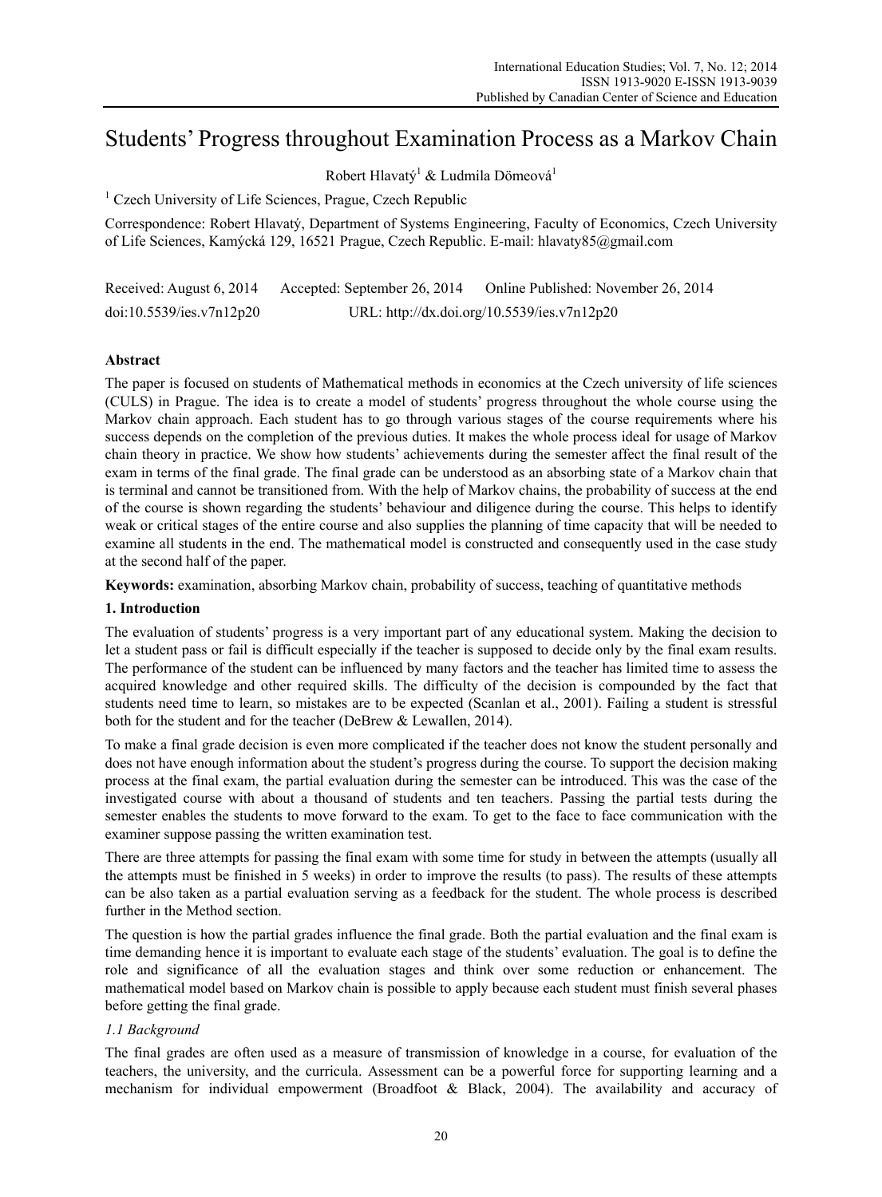# Students' Progress throughout Examination Process as a Markov Chain

Robert Hlavatý[1] & Ludmila Dömeová[1]

[1] Czech University of Life Sciences, Prague, Czech Republic

Correspondence: Robert Hlavatý, Department of Systems Engineering, Faculty of Economics, Czech University of Life Sciences, Kamýcká 129, 16521 Prague, Czech Republic. E-mail: hlavaty85@gmail.com

Received: August 6, 2014 Accepted: September 26, 2014 Online Published: November 26, 2014

doi:10.5539/ies.v7n12p20 URL: http://dx.doi.org/10.5539/ies.v7n12p20

## Abstract

The paper is focused on students of Mathematical methods in economics at the Czech university of life sciences (CULS) in Prague. The idea is to create a model of students' progress throughout the whole course using the Markov chain approach. Each student has to go through various stages of the course requirements where his success depends on the completion of the previous duties. It makes the whole process ideal for usage of Markov chain theory in practice. We show how students' achievements during the semester affect the final result of the exam in terms of the final grade. The final grade can be understood as an absorbing state of a Markov chain that is terminal and cannot be transitioned from. With the help of Markov chains, the probability of success at the end of the course is shown regarding the students' behaviour and diligence during the course. This helps to identify weak or critical stages of the entire course and also supplies the planning of time capacity that will be needed to examine all students in the end. The mathematical model is constructed and consequently used in the case study at the second half of the paper.

**Keywords:** examination, absorbing Markov chain, probability of success, teaching of quantitative methods

## 1. Introduction

The evaluation of students' progress is a very important part of any educational system. Making the decision to let a student pass or fail is difficult especially if the teacher is supposed to decide only by the final exam results. The performance of the student can be influenced by many factors and the teacher has limited time to assess the acquired knowledge and other required skills. The difficulty of the decision is compounded by the fact that students need time to learn, so mistakes are to be expected (Scanlan et al., 2001). Failing a student is stressful both for the student and for the teacher (DeBrew & Lewallen, 2014).

To make a final grade decision is even more complicated if the teacher does not know the student personally and does not have enough information about the student's progress during the course. To support the decision making process at the final exam, the partial evaluation during the semester can be introduced. This was the case of the investigated course with about a thousand of students and ten teachers. Passing the partial tests during the semester enables the students to move forward to the exam. To get to the face to face communication with the examiner suppose passing the written examination test.

There are three attempts for passing the final exam with some time for study in between the attempts (usually all the attempts must be finished in 5 weeks) in order to improve the results (to pass). The results of these attempts can be also taken as a partial evaluation serving as a feedback for the student. The whole process is described further in the Method section.

The question is how the partial grades influence the final grade. Both the partial evaluation and the final exam is time demanding hence it is important to evaluate each stage of the students' evaluation. The goal is to define the role and significance of all the evaluation stages and think over some reduction or enhancement. The mathematical model based on Markov chain is possible to apply because each student must finish several phases before getting the final grade.

### *1.1 Background*

The final grades are often used as a measure of transmission of knowledge in a course, for evaluation of the teachers, the university, and the curricula. Assessment can be a powerful force for supporting learning and a mechanism for individual empowerment (Broadfoot & Black, 2004). The availability and accuracy of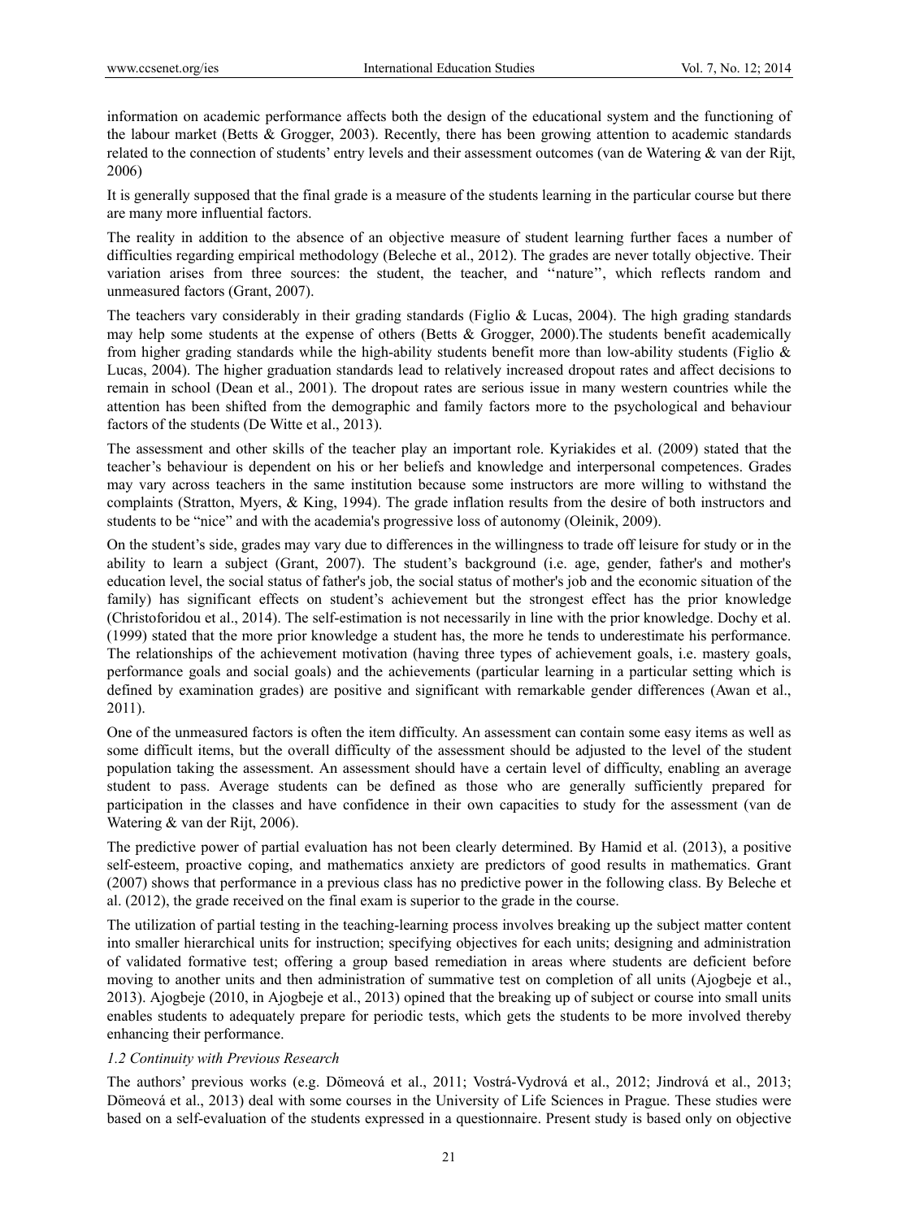information on academic performance affects both the design of the educational system and the functioning of the labour market (Betts & Grogger, 2003). Recently, there has been growing attention to academic standards related to the connection of students' entry levels and their assessment outcomes (van de Watering & van der Rijt, 2006)

It is generally supposed that the final grade is a measure of the students learning in the particular course but there are many more influential factors.

The reality in addition to the absence of an objective measure of student learning further faces a number of difficulties regarding empirical methodology (Beleche et al., 2012). The grades are never totally objective. Their variation arises from three sources: the student, the teacher, and ''nature'', which reflects random and unmeasured factors (Grant, 2007).

The teachers vary considerably in their grading standards (Figlio & Lucas, 2004). The high grading standards may help some students at the expense of others (Betts & Grogger, 2000).The students benefit academically from higher grading standards while the high-ability students benefit more than low-ability students (Figlio & Lucas, 2004). The higher graduation standards lead to relatively increased dropout rates and affect decisions to remain in school (Dean et al., 2001). The dropout rates are serious issue in many western countries while the attention has been shifted from the demographic and family factors more to the psychological and behaviour factors of the students (De Witte et al., 2013).

The assessment and other skills of the teacher play an important role. Kyriakides et al. (2009) stated that the teacher's behaviour is dependent on his or her beliefs and knowledge and interpersonal competences. Grades may vary across teachers in the same institution because some instructors are more willing to withstand the complaints (Stratton, Myers, & King, 1994). The grade inflation results from the desire of both instructors and students to be "nice" and with the academia's progressive loss of autonomy (Oleinik, 2009).

On the student's side, grades may vary due to differences in the willingness to trade off leisure for study or in the ability to learn a subject (Grant, 2007). The student's background (i.e. age, gender, father's and mother's education level, the social status of father's job, the social status of mother's job and the economic situation of the family) has significant effects on student's achievement but the strongest effect has the prior knowledge (Christoforidou et al., 2014). The self-estimation is not necessarily in line with the prior knowledge. Dochy et al. (1999) stated that the more prior knowledge a student has, the more he tends to underestimate his performance. The relationships of the achievement motivation (having three types of achievement goals, i.e. mastery goals, performance goals and social goals) and the achievements (particular learning in a particular setting which is defined by examination grades) are positive and significant with remarkable gender differences (Awan et al., 2011).

One of the unmeasured factors is often the item difficulty. An assessment can contain some easy items as well as some difficult items, but the overall difficulty of the assessment should be adjusted to the level of the student population taking the assessment. An assessment should have a certain level of difficulty, enabling an average student to pass. Average students can be defined as those who are generally sufficiently prepared for participation in the classes and have confidence in their own capacities to study for the assessment (van de Watering & van der Rijt, 2006).

The predictive power of partial evaluation has not been clearly determined. By Hamid et al. (2013), a positive self-esteem, proactive coping, and mathematics anxiety are predictors of good results in mathematics. Grant (2007) shows that performance in a previous class has no predictive power in the following class. By Beleche et al. (2012), the grade received on the final exam is superior to the grade in the course.

The utilization of partial testing in the teaching-learning process involves breaking up the subject matter content into smaller hierarchical units for instruction; specifying objectives for each units; designing and administration of validated formative test; offering a group based remediation in areas where students are deficient before moving to another units and then administration of summative test on completion of all units (Ajogbeje et al., 2013). Ajogbeje (2010, in Ajogbeje et al., 2013) opined that the breaking up of subject or course into small units enables students to adequately prepare for periodic tests, which gets the students to be more involved thereby enhancing their performance.

### *1.2 Continuity with Previous Research*

The authors' previous works (e.g. Dömeová et al., 2011; Vostrá-Vydrová et al., 2012; Jindrová et al., 2013; Dömeová et al., 2013) deal with some courses in the University of Life Sciences in Prague. These studies were based on a self-evaluation of the students expressed in a questionnaire. Present study is based only on objective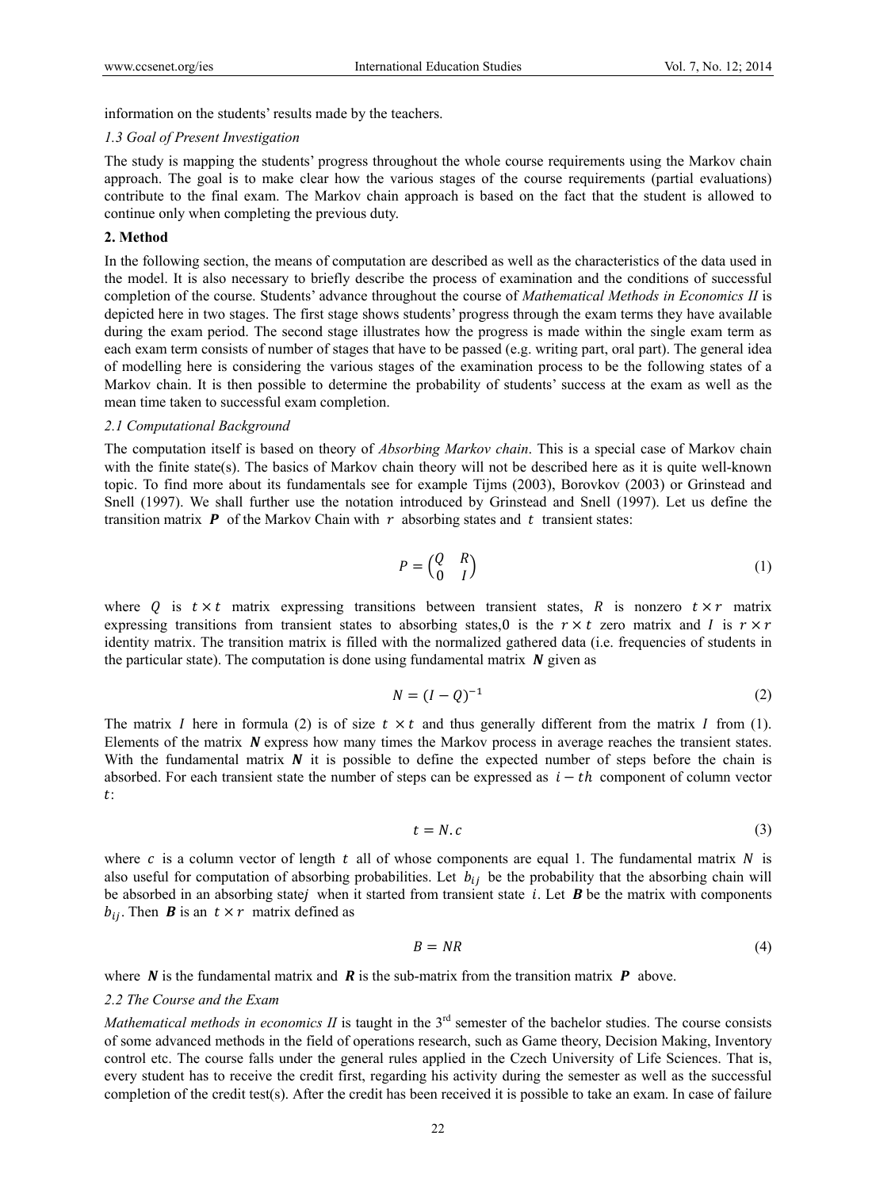information on the students' results made by the teachers.

### *1.3 Goal of Present Investigation*

The study is mapping the students' progress throughout the whole course requirements using the Markov chain approach. The goal is to make clear how the various stages of the course requirements (partial evaluations) contribute to the final exam. The Markov chain approach is based on the fact that the student is allowed to continue only when completing the previous duty.

## **2. Method**

In the following section, the means of computation are described as well as the characteristics of the data used in the model. It is also necessary to briefly describe the process of examination and the conditions of successful completion of the course. Students' advance throughout the course of *Mathematical Methods in Economics II* is depicted here in two stages. The first stage shows students' progress through the exam terms they have available during the exam period. The second stage illustrates how the progress is made within the single exam term as each exam term consists of number of stages that have to be passed (e.g. writing part, oral part). The general idea of modelling here is considering the various stages of the examination process to be the following states of a Markov chain. It is then possible to determine the probability of students' success at the exam as well as the mean time taken to successful exam completion.

### *2.1 Computational Background*

The computation itself is based on theory of *Absorbing Markov chain*. This is a special case of Markov chain with the finite state(s). The basics of Markov chain theory will not be described here as it is quite well-known topic. To find more about its fundamentals see for example Tijms (2003), Borovkov (2003) or Grinstead and Snell (1997). We shall further use the notation introduced by Grinstead and Snell (1997). Let us define the transition matrix $\boldsymbol{P}$ of the Markov Chain with $r$ absorbing states and $t$ transient states:

$$P = \begin{pmatrix} Q & R \\ 0 & I \end{pmatrix} \tag{1}$$

where $Q$ is $t \times t$ matrix expressing transitions between transient states, $R$ is nonzero $t \times r$ matrix expressing transitions from transient states to absorbing states,0 is the $r \times t$ zero matrix and $I$ is $r \times r$ identity matrix. The transition matrix is filled with the normalized gathered data (i.e. frequencies of students in the particular state). The computation is done using fundamental matrix $\boldsymbol{N}$ given as

$$N = (I - Q)^{-1} \tag{2}$$

The matrix $I$ here in formula (2) is of size $t \times t$ and thus generally different from the matrix $I$ from (1). Elements of the matrix $\boldsymbol{N}$ express how many times the Markov process in average reaches the transient states. With the fundamental matrix $\boldsymbol{N}$ it is possible to define the expected number of steps before the chain is absorbed. For each transient state the number of steps can be expressed as $i-th$ component of column vector $t$:

$$t = N.c \tag{3}$$

where $c$ is a column vector of length $t$ all of whose components are equal 1. The fundamental matrix $N$ is also useful for computation of absorbing probabilities. Let $b_{ij}$ be the probability that the absorbing chain will be absorbed in an absorbing state$j$ when it started from transient state $i$. Let $\boldsymbol{B}$ be the matrix with components $b_{ij}$. Then $\boldsymbol{B}$ is an $t \times r$ matrix defined as

$$B = NR \tag{4}$$

where $\boldsymbol{N}$ is the fundamental matrix and $\boldsymbol{R}$ is the sub-matrix from the transition matrix $\boldsymbol{P}$ above.

### *2.2 The Course and the Exam*

*Mathematical methods in economics II* is taught in the 3rd semester of the bachelor studies. The course consists of some advanced methods in the field of operations research, such as Game theory, Decision Making, Inventory control etc. The course falls under the general rules applied in the Czech University of Life Sciences. That is, every student has to receive the credit first, regarding his activity during the semester as well as the successful completion of the credit test(s). After the credit has been received it is possible to take an exam. In case of failure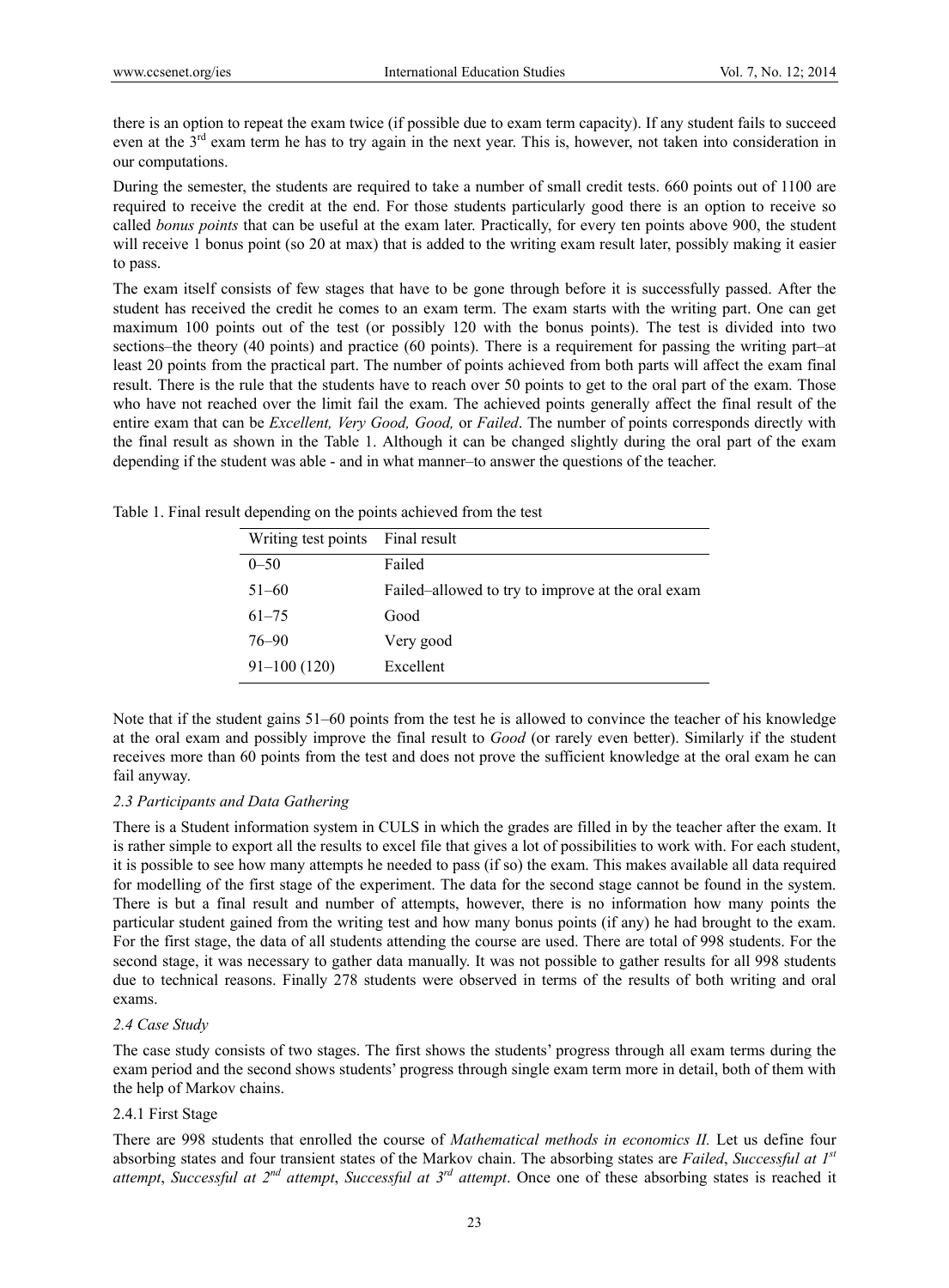there is an option to repeat the exam twice (if possible due to exam term capacity). If any student fails to succeed even at the 3rd exam term he has to try again in the next year. This is, however, not taken into consideration in our computations.

During the semester, the students are required to take a number of small credit tests. 660 points out of 1100 are required to receive the credit at the end. For those students particularly good there is an option to receive so called *bonus points* that can be useful at the exam later. Practically, for every ten points above 900, the student will receive 1 bonus point (so 20 at max) that is added to the writing exam result later, possibly making it easier to pass.

The exam itself consists of few stages that have to be gone through before it is successfully passed. After the student has received the credit he comes to an exam term. The exam starts with the writing part. One can get maximum 100 points out of the test (or possibly 120 with the bonus points). The test is divided into two sections–the theory (40 points) and practice (60 points). There is a requirement for passing the writing part–at least 20 points from the practical part. The number of points achieved from both parts will affect the exam final result. There is the rule that the students have to reach over 50 points to get to the oral part of the exam. Those who have not reached over the limit fail the exam. The achieved points generally affect the final result of the entire exam that can be *Excellent, Very Good, Good,* or *Failed*. The number of points corresponds directly with the final result as shown in the Table 1. Although it can be changed slightly during the oral part of the exam depending if the student was able - and in what manner–to answer the questions of the teacher.

Table 1. Final result depending on the points achieved from the test

| Writing test points | Final result |
|---|---|
| 0–50 | Failed |
| 51–60 | Failed–allowed to try to improve at the oral exam |
| 61–75 | Good |
| 76–90 | Very good |
| 91–100 (120) | Excellent |

Note that if the student gains 51–60 points from the test he is allowed to convince the teacher of his knowledge at the oral exam and possibly improve the final result to *Good* (or rarely even better). Similarly if the student receives more than 60 points from the test and does not prove the sufficient knowledge at the oral exam he can fail anyway.

### 2.3 Participants and Data Gathering

There is a Student information system in CULS in which the grades are filled in by the teacher after the exam. It is rather simple to export all the results to excel file that gives a lot of possibilities to work with. For each student, it is possible to see how many attempts he needed to pass (if so) the exam. This makes available all data required for modelling of the first stage of the experiment. The data for the second stage cannot be found in the system. There is but a final result and number of attempts, however, there is no information how many points the particular student gained from the writing test and how many bonus points (if any) he had brought to the exam. For the first stage, the data of all students attending the course are used. There are total of 998 students. For the second stage, it was necessary to gather data manually. It was not possible to gather results for all 998 students due to technical reasons. Finally 278 students were observed in terms of the results of both writing and oral exams.

### 2.4 Case Study

The case study consists of two stages. The first shows the students' progress through all exam terms during the exam period and the second shows students' progress through single exam term more in detail, both of them with the help of Markov chains.

#### 2.4.1 First Stage

There are 998 students that enrolled the course of *Mathematical methods in economics II*. Let us define four absorbing states and four transient states of the Markov chain. The absorbing states are *Failed*, *Successful at 1st attempt*, *Successful at 2nd attempt*, *Successful at 3rd attempt*. Once one of these absorbing states is reached it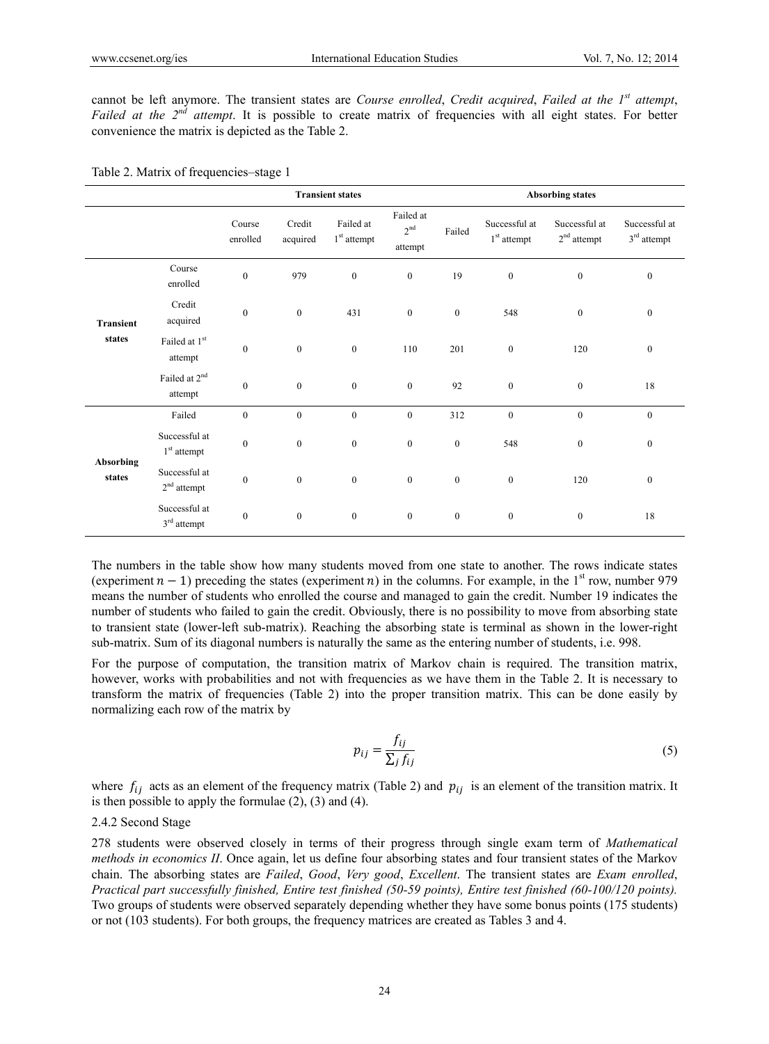cannot be left anymore. The transient states are *Course enrolled*, *Credit acquired*, *Failed at the 1st attempt*, *Failed at the 2nd attempt*. It is possible to create matrix of frequencies with all eight states. For better convenience the matrix is depicted as the Table 2.

Table 2. Matrix of frequencies–stage 1

| | | Transient states | | | | Absorbing states | | | |
|---|---|---|---|---|---|---|---|---|---|
| | | Course enrolled | Credit acquired | Failed at 1st attempt | Failed at 2nd attempt | Failed | Successful at 1st attempt | Successful at 2nd attempt | Successful at 3rd attempt |
| **Transient states** | Course enrolled | 0 | 979 | 0 | 0 | 19 | 0 | 0 | 0 |
| | Credit acquired | 0 | 0 | 431 | 0 | 0 | 548 | 0 | 0 |
| | Failed at 1st attempt | 0 | 0 | 0 | 110 | 201 | 0 | 120 | 0 |
| | Failed at 2nd attempt | 0 | 0 | 0 | 0 | 92 | 0 | 0 | 18 |
| **Absorbing states** | Failed | 0 | 0 | 0 | 0 | 312 | 0 | 0 | 0 |
| | Successful at 1st attempt | 0 | 0 | 0 | 0 | 0 | 548 | 0 | 0 |
| | Successful at 2nd attempt | 0 | 0 | 0 | 0 | 0 | 0 | 120 | 0 |
| | Successful at 3rd attempt | 0 | 0 | 0 | 0 | 0 | 0 | 0 | 18 |

The numbers in the table show how many students moved from one state to another. The rows indicate states (experiment $n-1$) preceding the states (experiment $n$) in the columns. For example, in the 1st row, number 979 means the number of students who enrolled the course and managed to gain the credit. Number 19 indicates the number of students who failed to gain the credit. Obviously, there is no possibility to move from absorbing state to transient state (lower-left sub-matrix). Reaching the absorbing state is terminal as shown in the lower-right sub-matrix. Sum of its diagonal numbers is naturally the same as the entering number of students, i.e. 998.

For the purpose of computation, the transition matrix of Markov chain is required. The transition matrix, however, works with probabilities and not with frequencies as we have them in the Table 2. It is necessary to transform the matrix of frequencies (Table 2) into the proper transition matrix. This can be done easily by normalizing each row of the matrix by

$$p_{ij} = \frac{f_{ij}}{\sum_j f_{ij}} \tag{5}$$

where $f_{ij}$ acts as an element of the frequency matrix (Table 2) and $p_{ij}$ is an element of the transition matrix. It is then possible to apply the formulae (2), (3) and (4).

### 2.4.2 Second Stage

278 students were observed closely in terms of their progress through single exam term of *Mathematical methods in economics II*. Once again, let us define four absorbing states and four transient states of the Markov chain. The absorbing states are *Failed*, *Good*, *Very good*, *Excellent*. The transient states are *Exam enrolled*, *Practical part successfully finished, Entire test finished (50-59 points), Entire test finished (60-100/120 points).* Two groups of students were observed separately depending whether they have some bonus points (175 students) or not (103 students). For both groups, the frequency matrices are created as Tables 3 and 4.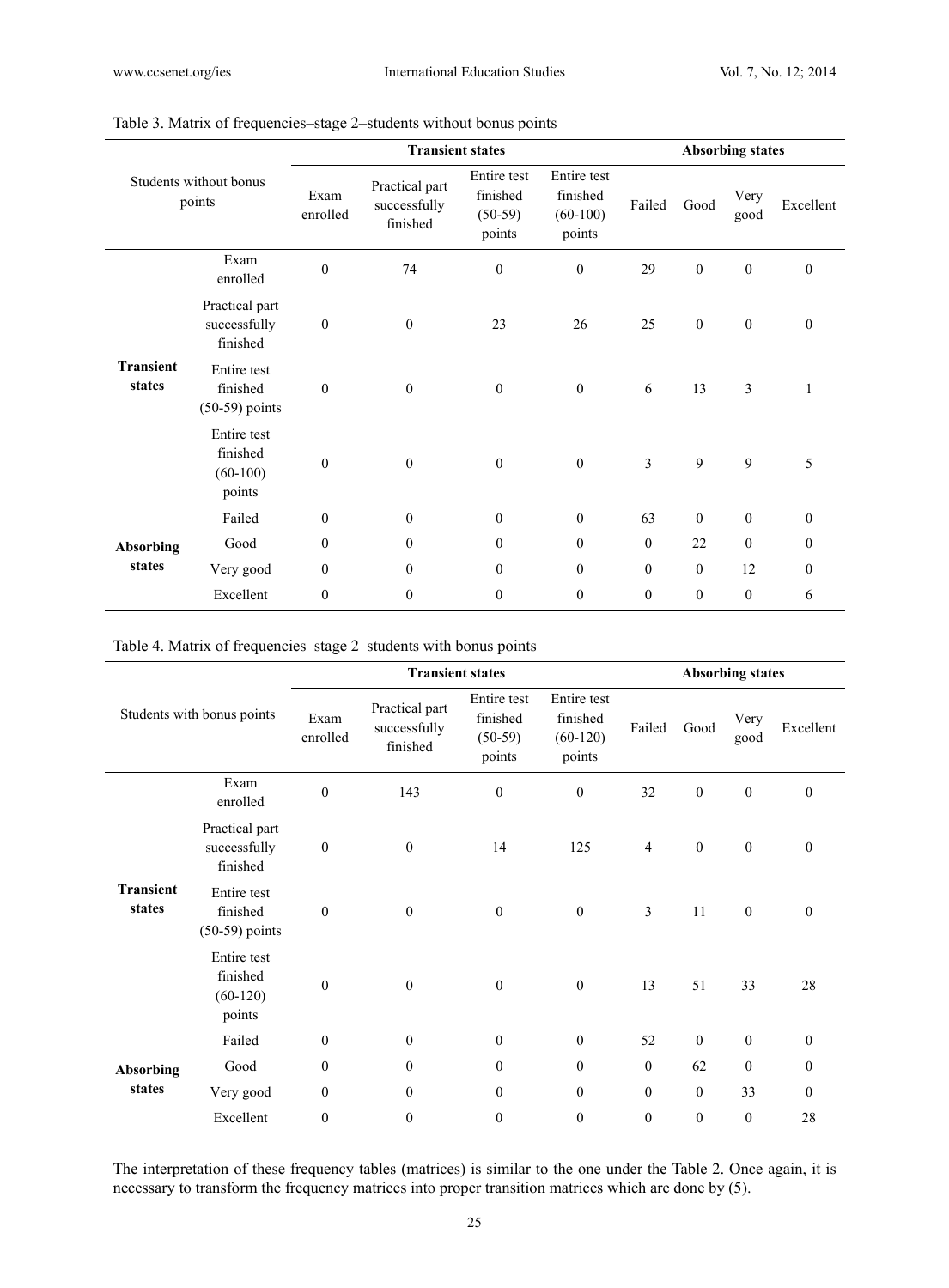Table 3. Matrix of frequencies–stage 2–students without bonus points

| Students without bonus points | | Transient states | | | | Absorbing states | | | |
|---|---|---|---|---|---|---|---|---|---|
| | | Exam enrolled | Practical part successfully finished | Entire test finished (50-59) points | Entire test finished (60-100) points | Failed | Good | Very good | Excellent |
| **Transient states** | Exam enrolled | 0 | 74 | 0 | 0 | 29 | 0 | 0 | 0 |
| | Practical part successfully finished | 0 | 0 | 23 | 26 | 25 | 0 | 0 | 0 |
| | Entire test finished (50-59) points | 0 | 0 | 0 | 0 | 6 | 13 | 3 | 1 |
| | Entire test finished (60-100) points | 0 | 0 | 0 | 0 | 3 | 9 | 9 | 5 |
| **Absorbing states** | Failed | 0 | 0 | 0 | 0 | 63 | 0 | 0 | 0 |
| | Good | 0 | 0 | 0 | 0 | 0 | 22 | 0 | 0 |
| | Very good | 0 | 0 | 0 | 0 | 0 | 0 | 12 | 0 |
| | Excellent | 0 | 0 | 0 | 0 | 0 | 0 | 0 | 6 |

Table 4. Matrix of frequencies–stage 2–students with bonus points

| Students with bonus points | | Transient states | | | | Absorbing states | | | |
|---|---|---|---|---|---|---|---|---|---|
| | | Exam enrolled | Practical part successfully finished | Entire test finished (50-59) points | Entire test finished (60-120) points | Failed | Good | Very good | Excellent |
| **Transient states** | Exam enrolled | 0 | 143 | 0 | 0 | 32 | 0 | 0 | 0 |
| | Practical part successfully finished | 0 | 0 | 14 | 125 | 4 | 0 | 0 | 0 |
| | Entire test finished (50-59) points | 0 | 0 | 0 | 0 | 3 | 11 | 0 | 0 |
| | Entire test finished (60-120) points | 0 | 0 | 0 | 0 | 13 | 51 | 33 | 28 |
| **Absorbing states** | Failed | 0 | 0 | 0 | 0 | 52 | 0 | 0 | 0 |
| | Good | 0 | 0 | 0 | 0 | 0 | 62 | 0 | 0 |
| | Very good | 0 | 0 | 0 | 0 | 0 | 0 | 33 | 0 |
| | Excellent | 0 | 0 | 0 | 0 | 0 | 0 | 0 | 28 |

The interpretation of these frequency tables (matrices) is similar to the one under the Table 2. Once again, it is necessary to transform the frequency matrices into proper transition matrices which are done by (5).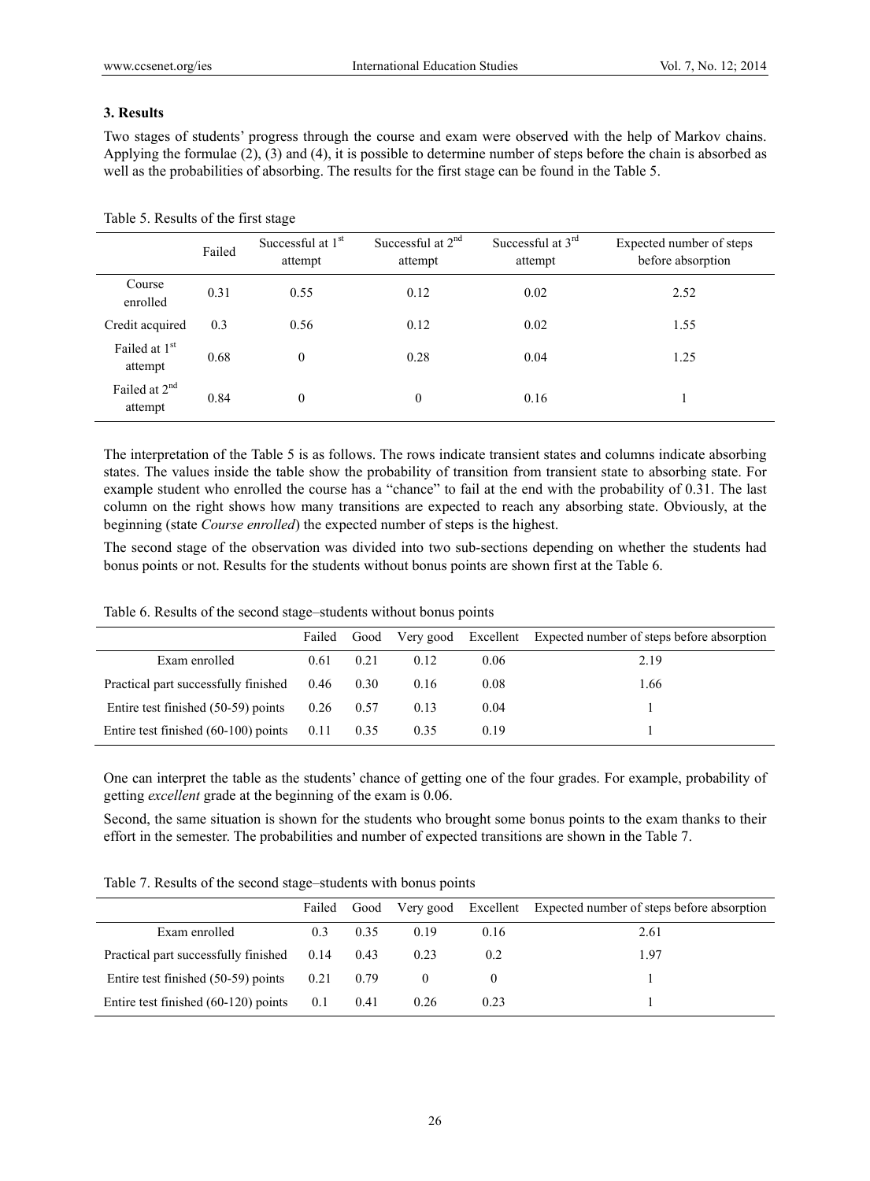### 3. Results

Two stages of students' progress through the course and exam were observed with the help of Markov chains. Applying the formulae (2), (3) and (4), it is possible to determine number of steps before the chain is absorbed as well as the probabilities of absorbing. The results for the first stage can be found in the Table 5.

Table 5. Results of the first stage

| | Failed | Successful at 1st attempt | Successful at 2nd attempt | Successful at 3rd attempt | Expected number of steps before absorption |
|---|---|---|---|---|---|
| Course enrolled | 0.31 | 0.55 | 0.12 | 0.02 | 2.52 |
| Credit acquired | 0.3 | 0.56 | 0.12 | 0.02 | 1.55 |
| Failed at 1st attempt | 0.68 | 0 | 0.28 | 0.04 | 1.25 |
| Failed at 2nd attempt | 0.84 | 0 | 0 | 0.16 | 1 |

The interpretation of the Table 5 is as follows. The rows indicate transient states and columns indicate absorbing states. The values inside the table show the probability of transition from transient state to absorbing state. For example student who enrolled the course has a "chance" to fail at the end with the probability of 0.31. The last column on the right shows how many transitions are expected to reach any absorbing state. Obviously, at the beginning (state *Course enrolled*) the expected number of steps is the highest.

The second stage of the observation was divided into two sub-sections depending on whether the students had bonus points or not. Results for the students without bonus points are shown first at the Table 6.

Table 6. Results of the second stage–students without bonus points

| | Failed | Good | Very good | Excellent | Expected number of steps before absorption |
|---|---|---|---|---|---|
| Exam enrolled | 0.61 | 0.21 | 0.12 | 0.06 | 2.19 |
| Practical part successfully finished | 0.46 | 0.30 | 0.16 | 0.08 | 1.66 |
| Entire test finished (50-59) points | 0.26 | 0.57 | 0.13 | 0.04 | 1 |
| Entire test finished (60-100) points | 0.11 | 0.35 | 0.35 | 0.19 | 1 |

One can interpret the table as the students' chance of getting one of the four grades. For example, probability of getting *excellent* grade at the beginning of the exam is 0.06.

Second, the same situation is shown for the students who brought some bonus points to the exam thanks to their effort in the semester. The probabilities and number of expected transitions are shown in the Table 7.

Table 7. Results of the second stage–students with bonus points

| | Failed | Good | Very good | Excellent | Expected number of steps before absorption |
|---|---|---|---|---|---|
| Exam enrolled | 0.3 | 0.35 | 0.19 | 0.16 | 2.61 |
| Practical part successfully finished | 0.14 | 0.43 | 0.23 | 0.2 | 1.97 |
| Entire test finished (50-59) points | 0.21 | 0.79 | 0 | 0 | 1 |
| Entire test finished (60-120) points | 0.1 | 0.41 | 0.26 | 0.23 | 1 |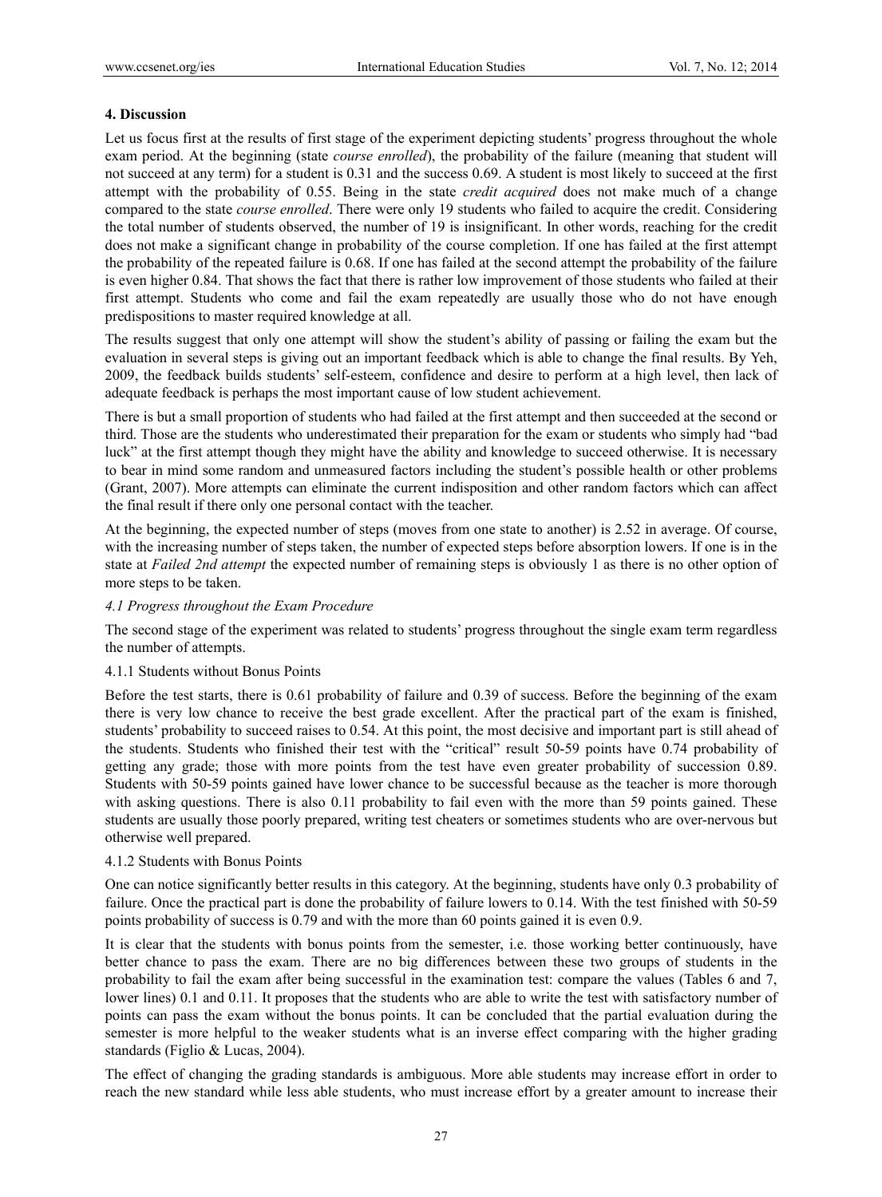## 4. Discussion

Let us focus first at the results of first stage of the experiment depicting students' progress throughout the whole exam period. At the beginning (state *course enrolled*), the probability of the failure (meaning that student will not succeed at any term) for a student is 0.31 and the success 0.69. A student is most likely to succeed at the first attempt with the probability of 0.55. Being in the state *credit acquired* does not make much of a change compared to the state *course enrolled*. There were only 19 students who failed to acquire the credit. Considering the total number of students observed, the number of 19 is insignificant. In other words, reaching for the credit does not make a significant change in probability of the course completion. If one has failed at the first attempt the probability of the repeated failure is 0.68. If one has failed at the second attempt the probability of the failure is even higher 0.84. That shows the fact that there is rather low improvement of those students who failed at their first attempt. Students who come and fail the exam repeatedly are usually those who do not have enough predispositions to master required knowledge at all.

The results suggest that only one attempt will show the student's ability of passing or failing the exam but the evaluation in several steps is giving out an important feedback which is able to change the final results. By Yeh, 2009, the feedback builds students' self-esteem, confidence and desire to perform at a high level, then lack of adequate feedback is perhaps the most important cause of low student achievement.

There is but a small proportion of students who had failed at the first attempt and then succeeded at the second or third. Those are the students who underestimated their preparation for the exam or students who simply had "bad luck" at the first attempt though they might have the ability and knowledge to succeed otherwise. It is necessary to bear in mind some random and unmeasured factors including the student's possible health or other problems (Grant, 2007). More attempts can eliminate the current indisposition and other random factors which can affect the final result if there only one personal contact with the teacher.

At the beginning, the expected number of steps (moves from one state to another) is 2.52 in average. Of course, with the increasing number of steps taken, the number of expected steps before absorption lowers. If one is in the state at *Failed 2nd attempt* the expected number of remaining steps is obviously 1 as there is no other option of more steps to be taken.

### *4.1 Progress throughout the Exam Procedure*

The second stage of the experiment was related to students' progress throughout the single exam term regardless the number of attempts.

#### 4.1.1 Students without Bonus Points

Before the test starts, there is 0.61 probability of failure and 0.39 of success. Before the beginning of the exam there is very low chance to receive the best grade excellent. After the practical part of the exam is finished, students' probability to succeed raises to 0.54. At this point, the most decisive and important part is still ahead of the students. Students who finished their test with the "critical" result 50-59 points have 0.74 probability of getting any grade; those with more points from the test have even greater probability of succession 0.89. Students with 50-59 points gained have lower chance to be successful because as the teacher is more thorough with asking questions. There is also 0.11 probability to fail even with the more than 59 points gained. These students are usually those poorly prepared, writing test cheaters or sometimes students who are over-nervous but otherwise well prepared.

#### 4.1.2 Students with Bonus Points

One can notice significantly better results in this category. At the beginning, students have only 0.3 probability of failure. Once the practical part is done the probability of failure lowers to 0.14. With the test finished with 50-59 points probability of success is 0.79 and with the more than 60 points gained it is even 0.9.

It is clear that the students with bonus points from the semester, i.e. those working better continuously, have better chance to pass the exam. There are no big differences between these two groups of students in the probability to fail the exam after being successful in the examination test: compare the values (Tables 6 and 7, lower lines) 0.1 and 0.11. It proposes that the students who are able to write the test with satisfactory number of points can pass the exam without the bonus points. It can be concluded that the partial evaluation during the semester is more helpful to the weaker students what is an inverse effect comparing with the higher grading standards (Figlio & Lucas, 2004).

The effect of changing the grading standards is ambiguous. More able students may increase effort in order to reach the new standard while less able students, who must increase effort by a greater amount to increase their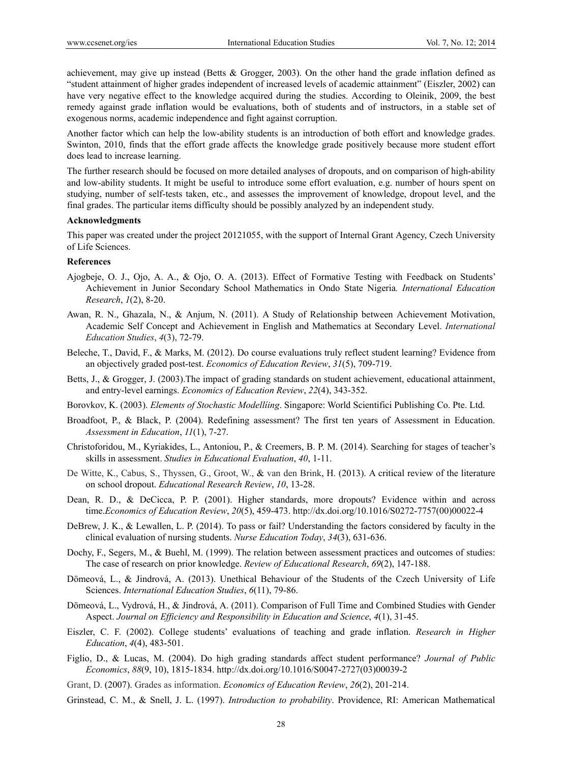achievement, may give up instead (Betts & Grogger, 2003). On the other hand the grade inflation defined as "student attainment of higher grades independent of increased levels of academic attainment" (Eiszler, 2002) can have very negative effect to the knowledge acquired during the studies. According to Oleinik, 2009, the best remedy against grade inflation would be evaluations, both of students and of instructors, in a stable set of exogenous norms, academic independence and fight against corruption.

Another factor which can help the low-ability students is an introduction of both effort and knowledge grades. Swinton, 2010, finds that the effort grade affects the knowledge grade positively because more student effort does lead to increase learning.

The further research should be focused on more detailed analyses of dropouts, and on comparison of high-ability and low-ability students. It might be useful to introduce some effort evaluation, e.g. number of hours spent on studying, number of self-tests taken, etc., and assesses the improvement of knowledge, dropout level, and the final grades. The particular items difficulty should be possibly analyzed by an independent study.

### Acknowledgments

This paper was created under the project 20121055, with the support of Internal Grant Agency, Czech University of Life Sciences.

### References

Ajogbeje, O. J., Ojo, A. A., & Ojo, O. A. (2013). Effect of Formative Testing with Feedback on Students' Achievement in Junior Secondary School Mathematics in Ondo State Nigeria. *International Education Research*, *1*(2), 8-20.

Awan, R. N., Ghazala, N., & Anjum, N. (2011). A Study of Relationship between Achievement Motivation, Academic Self Concept and Achievement in English and Mathematics at Secondary Level. *International Education Studies*, *4*(3), 72-79.

Beleche, T., David, F., & Marks, M. (2012). Do course evaluations truly reflect student learning? Evidence from an objectively graded post-test. *Economics of Education Review*, *31*(5), 709-719.

Betts, J., & Grogger, J. (2003).The impact of grading standards on student achievement, educational attainment, and entry-level earnings. *Economics of Education Review*, *22*(4), 343-352.

Borovkov, K. (2003). *Elements of Stochastic Modellíing*. Singapore: World Scientifici Publishing Co. Pte. Ltd.

Broadfoot, P., & Black, P. (2004). Redefining assessment? The first ten years of Assessment in Education. *Assessment in Education*, *11*(1), 7-27.

Christoforidou, M., Kyriakides, L., Antoniou, P., & Creemers, B. P. M. (2014). Searching for stages of teacher's skills in assessment. *Studies in Educational Evaluation*, *40*, 1-11.

De Witte, K., Cabus, S., Thyssen, G., Groot, W., & van den Brink, H. (2013). A critical review of the literature on school dropout. *Educational Research Review*, *10*, 13-28.

Dean, R. D., & DeCicca, P. P. (2001). Higher standards, more dropouts? Evidence within and across time.*Economics of Education Review*, *20*(5), 459-473. http://dx.doi.org/10.1016/S0272-7757(00)00022-4

DeBrew, J. K., & Lewallen, L. P. (2014). To pass or fail? Understanding the factors considered by faculty in the clinical evaluation of nursing students. *Nurse Education Today*, *34*(3), 631-636.

Dochy, F., Segers, M., & Buehl, M. (1999). The relation between assessment practices and outcomes of studies: The case of research on prior knowledge. *Review of Educational Research*, *69*(2), 147-188.

Dömeová, L., & Jindrová, A. (2013). Unethical Behaviour of the Students of the Czech University of Life Sciences. *International Education Studies*, *6*(11), 79-86.

Dömeová, L., Vydrová, H., & Jindrová, A. (2011). Comparison of Full Time and Combined Studies with Gender Aspect. *Journal on Efficiency and Responsibility in Education and Science*, *4*(1), 31-45.

Eiszler, C. F. (2002). College students' evaluations of teaching and grade inflation. *Research in Higher Education*, *4*(4), 483-501.

Figlio, D., & Lucas, M. (2004). Do high grading standards affect student performance? *Journal of Public Economics*, *88*(9, 10), 1815-1834. http://dx.doi.org/10.1016/S0047-2727(03)00039-2

Grant, D. (2007). Grades as information. *Economics of Education Review*, *26*(2), 201-214.

Grinstead, C. M., & Snell, J. L. (1997). *Introduction to probability*. Providence, RI: American Mathematical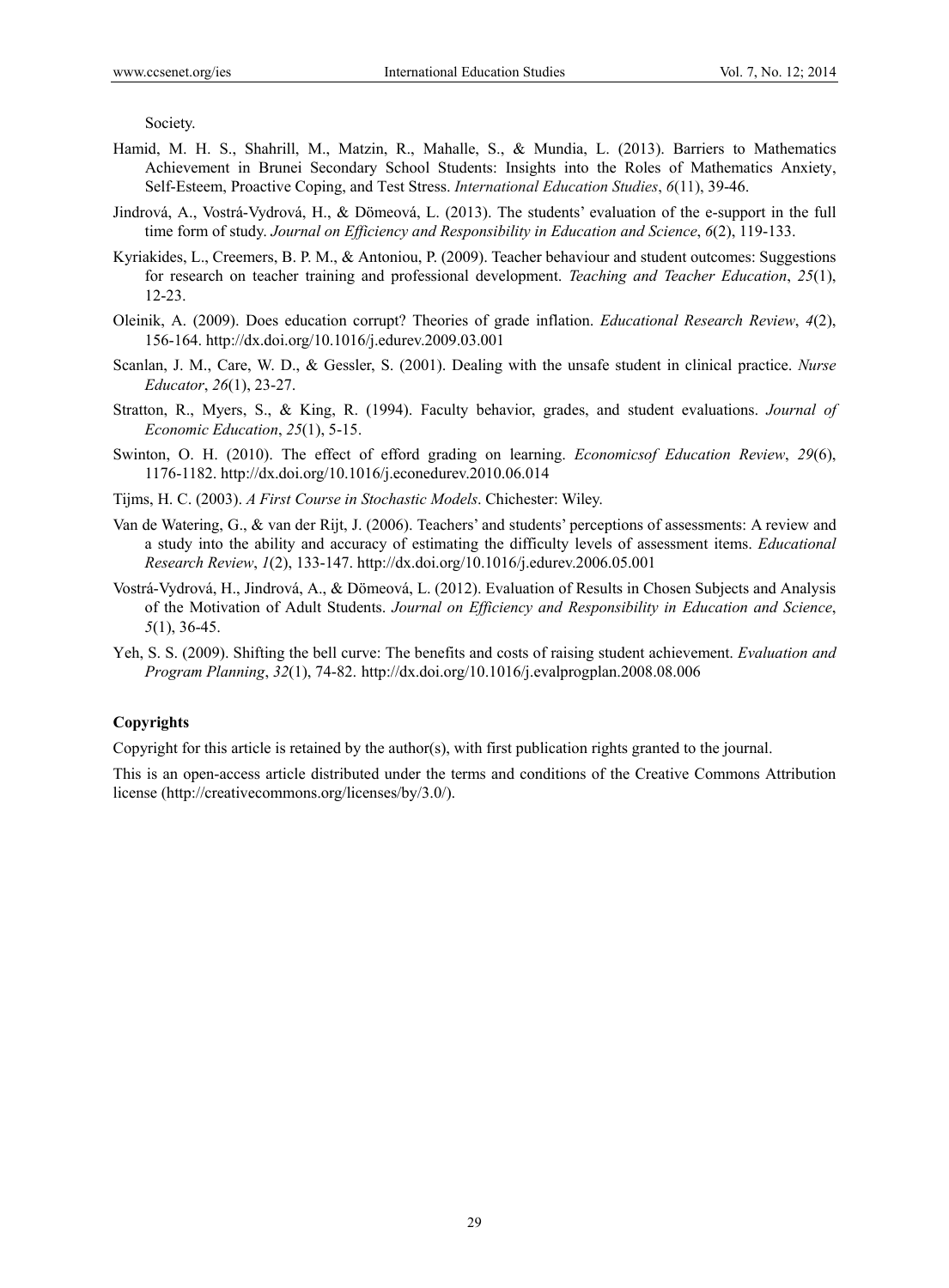Society.

Hamid, M. H. S., Shahrill, M., Matzin, R., Mahalle, S., & Mundia, L. (2013). Barriers to Mathematics Achievement in Brunei Secondary School Students: Insights into the Roles of Mathematics Anxiety, Self-Esteem, Proactive Coping, and Test Stress. *International Education Studies*, *6*(11), 39-46.

Jindrová, A., Vostrá-Vydrová, H., & Dömeová, L. (2013). The students' evaluation of the e-support in the full time form of study. *Journal on Efficiency and Responsibility in Education and Science*, *6*(2), 119-133.

Kyriakides, L., Creemers, B. P. M., & Antoniou, P. (2009). Teacher behaviour and student outcomes: Suggestions for research on teacher training and professional development. *Teaching and Teacher Education*, *25*(1), 12-23.

Oleinik, A. (2009). Does education corrupt? Theories of grade inflation. *Educational Research Review*, *4*(2), 156-164. http://dx.doi.org/10.1016/j.edurev.2009.03.001

Scanlan, J. M., Care, W. D., & Gessler, S. (2001). Dealing with the unsafe student in clinical practice. *Nurse Educator*, *26*(1), 23-27.

Stratton, R., Myers, S., & King, R. (1994). Faculty behavior, grades, and student evaluations. *Journal of Economic Education*, *25*(1), 5-15.

Swinton, O. H. (2010). The effect of efford grading on learning. *Economicsof Education Review*, *29*(6), 1176-1182. http://dx.doi.org/10.1016/j.econedurev.2010.06.014

Tijms, H. C. (2003). *A First Course in Stochastic Models*. Chichester: Wiley.

Van de Watering, G., & van der Rijt, J. (2006). Teachers' and students' perceptions of assessments: A review and a study into the ability and accuracy of estimating the difficulty levels of assessment items. *Educational Research Review*, *1*(2), 133-147. http://dx.doi.org/10.1016/j.edurev.2006.05.001

Vostrá-Vydrová, H., Jindrová, A., & Dömeová, L. (2012). Evaluation of Results in Chosen Subjects and Analysis of the Motivation of Adult Students. *Journal on Efficiency and Responsibility in Education and Science*, *5*(1), 36-45.

Yeh, S. S. (2009). Shifting the bell curve: The benefits and costs of raising student achievement. *Evaluation and Program Planning*, *32*(1), 74-82. http://dx.doi.org/10.1016/j.evalprogplan.2008.08.006

### Copyrights

Copyright for this article is retained by the author(s), with first publication rights granted to the journal.

This is an open-access article distributed under the terms and conditions of the Creative Commons Attribution license (http://creativecommons.org/licenses/by/3.0/).